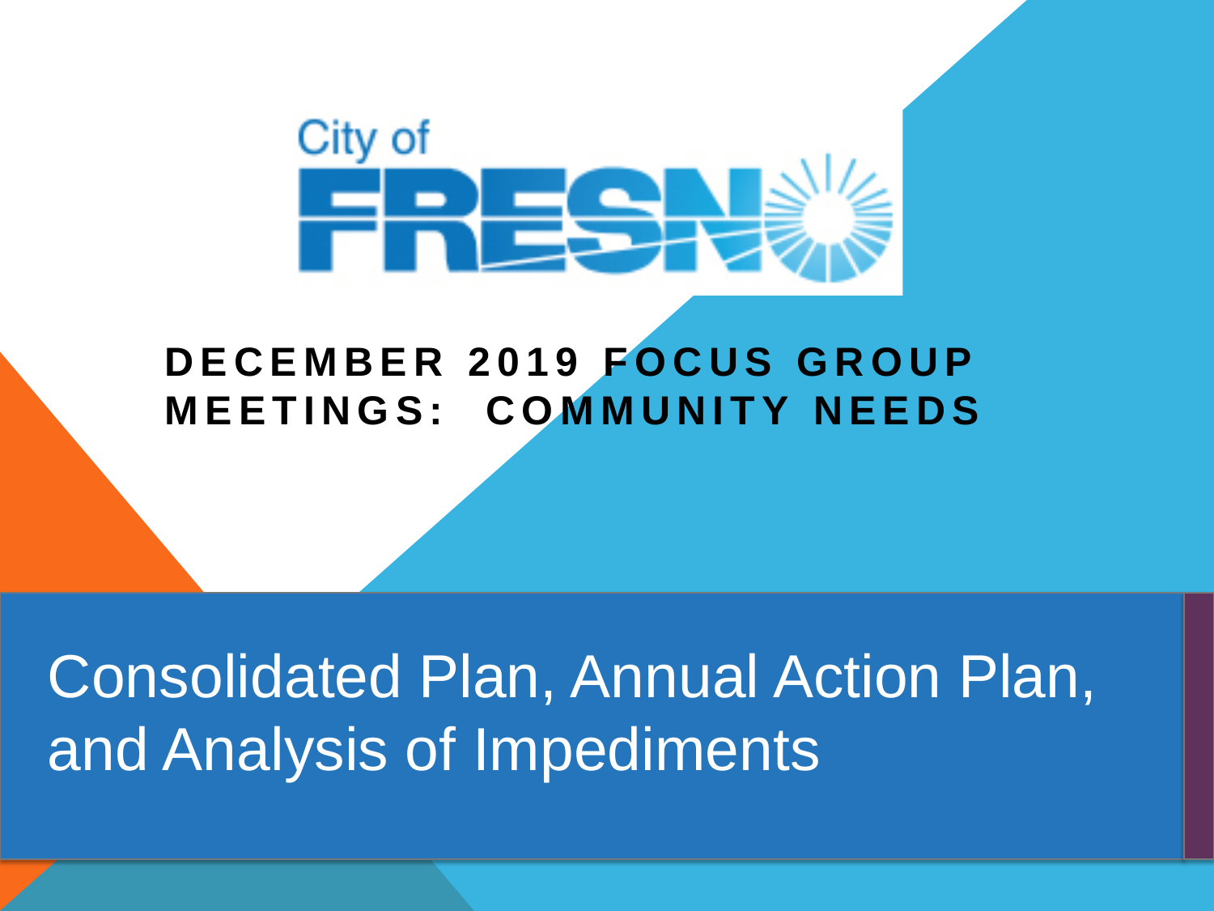City of FRESNO

# DECEMBER 2019 FOCUS GROUP MEETINGS: COMMUNITY NEEDS

## Consolidated Plan, Annual Action Plan, and Analysis of Impediments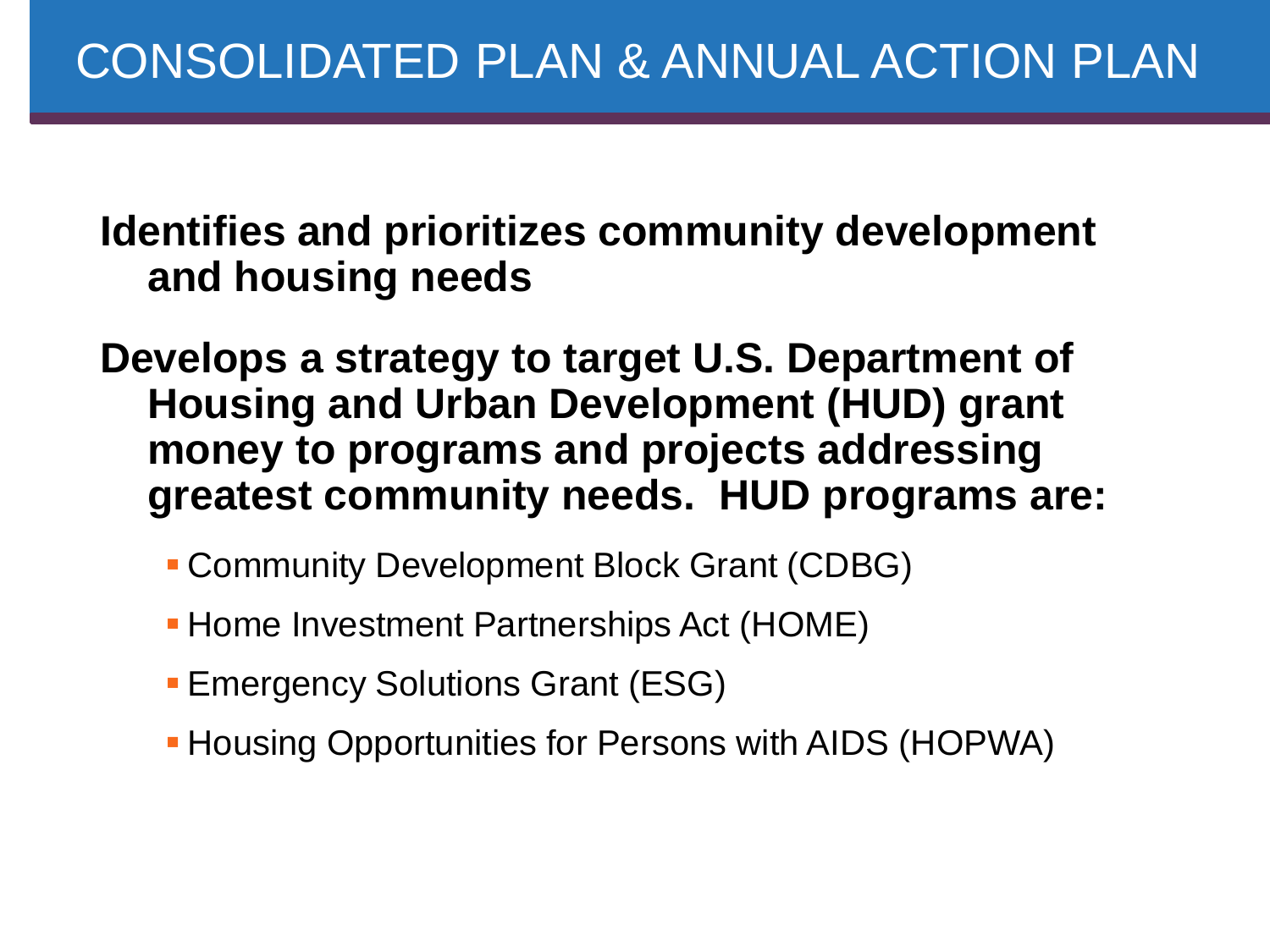# CONSOLIDATED PLAN & ANNUAL ACTION PLAN

**Identifies and prioritizes community development and housing needs**

**Develops a strategy to target U.S. Department of Housing and Urban Development (HUD) grant money to programs and projects addressing greatest community needs. HUD programs are:**

- Community Development Block Grant (CDBG)
- Home Investment Partnerships Act (HOME)
- Emergency Solutions Grant (ESG)
- Housing Opportunities for Persons with AIDS (HOPWA)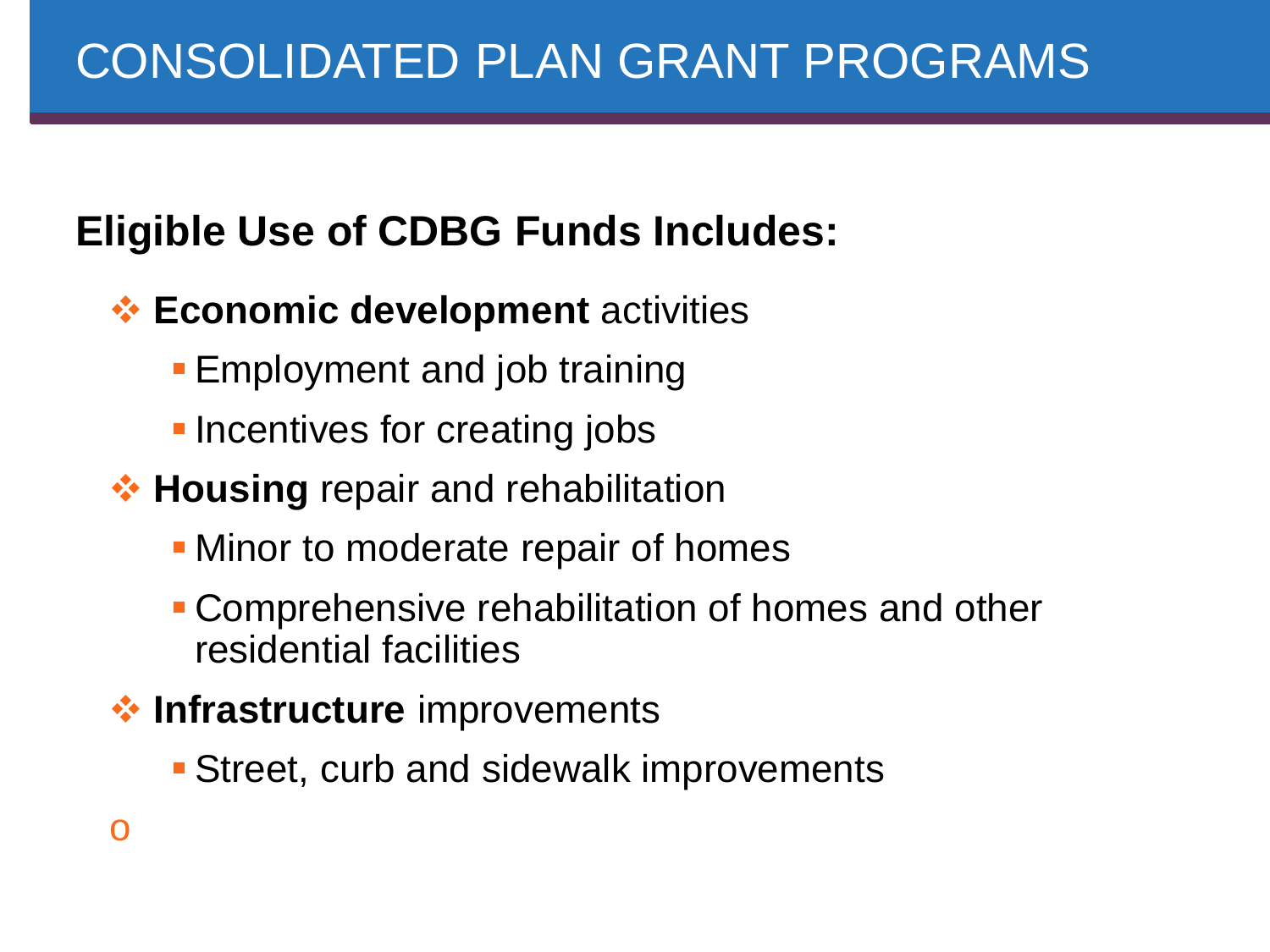# CONSOLIDATED PLAN GRANT PROGRAMS

## Eligible Use of CDBG Funds Includes:

- **Economic development** activities
  - Employment and job training
  - Incentives for creating jobs
- **Housing** repair and rehabilitation
  - Minor to moderate repair of homes
  - Comprehensive rehabilitation of homes and other residential facilities
- **Infrastructure** improvements
  - Street, curb and sidewalk improvements

o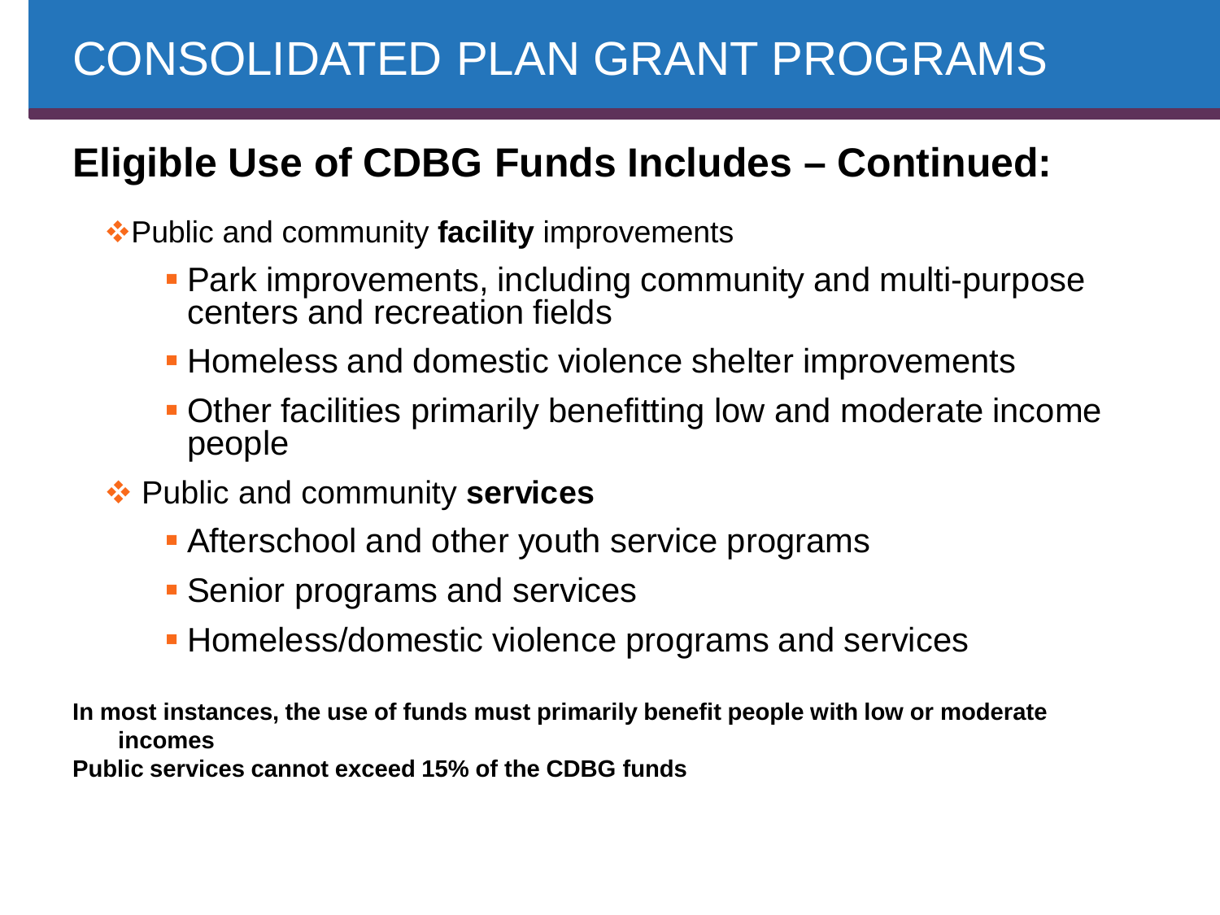# CONSOLIDATED PLAN GRANT PROGRAMS

## Eligible Use of CDBG Funds Includes – Continued:

- Public and community **facility** improvements
  - Park improvements, including community and multi-purpose centers and recreation fields
  - Homeless and domestic violence shelter improvements
  - Other facilities primarily benefitting low and moderate income people
- Public and community **services**
  - Afterschool and other youth service programs
  - Senior programs and services
  - Homeless/domestic violence programs and services

**In most instances, the use of funds must primarily benefit people with low or moderate incomes**

**Public services cannot exceed 15% of the CDBG funds**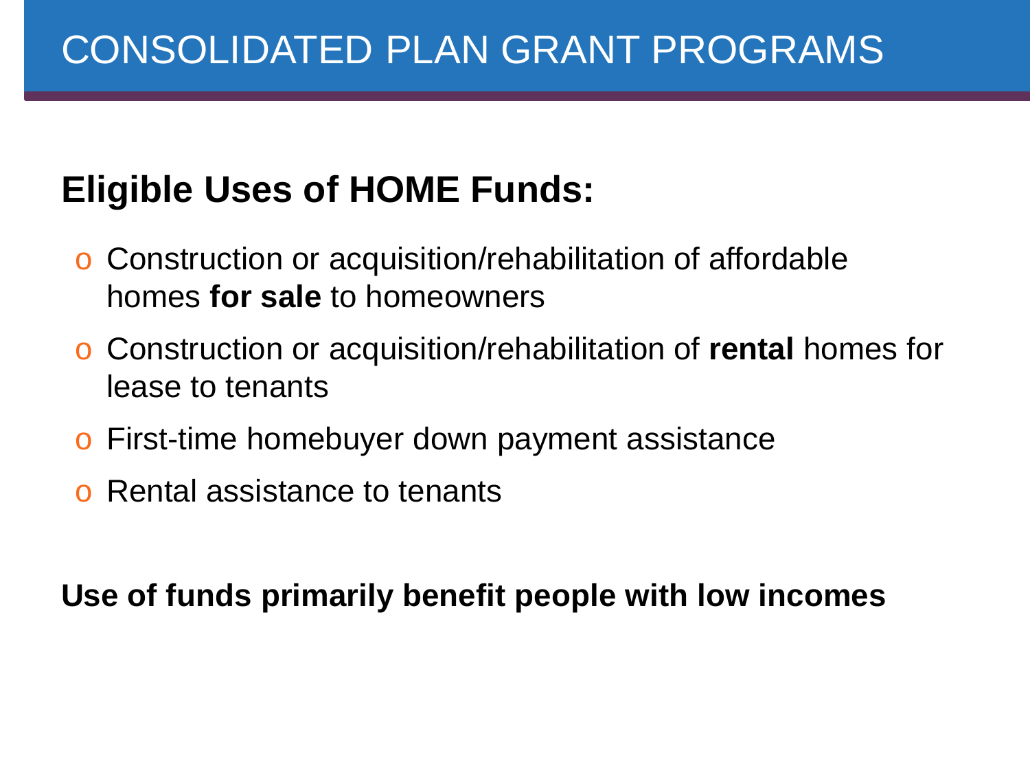# CONSOLIDATED PLAN GRANT PROGRAMS

## Eligible Uses of HOME Funds:

- Construction or acquisition/rehabilitation of affordable homes **for sale** to homeowners
- Construction or acquisition/rehabilitation of **rental** homes for lease to tenants
- First-time homebuyer down payment assistance
- Rental assistance to tenants

**Use of funds primarily benefit people with low incomes**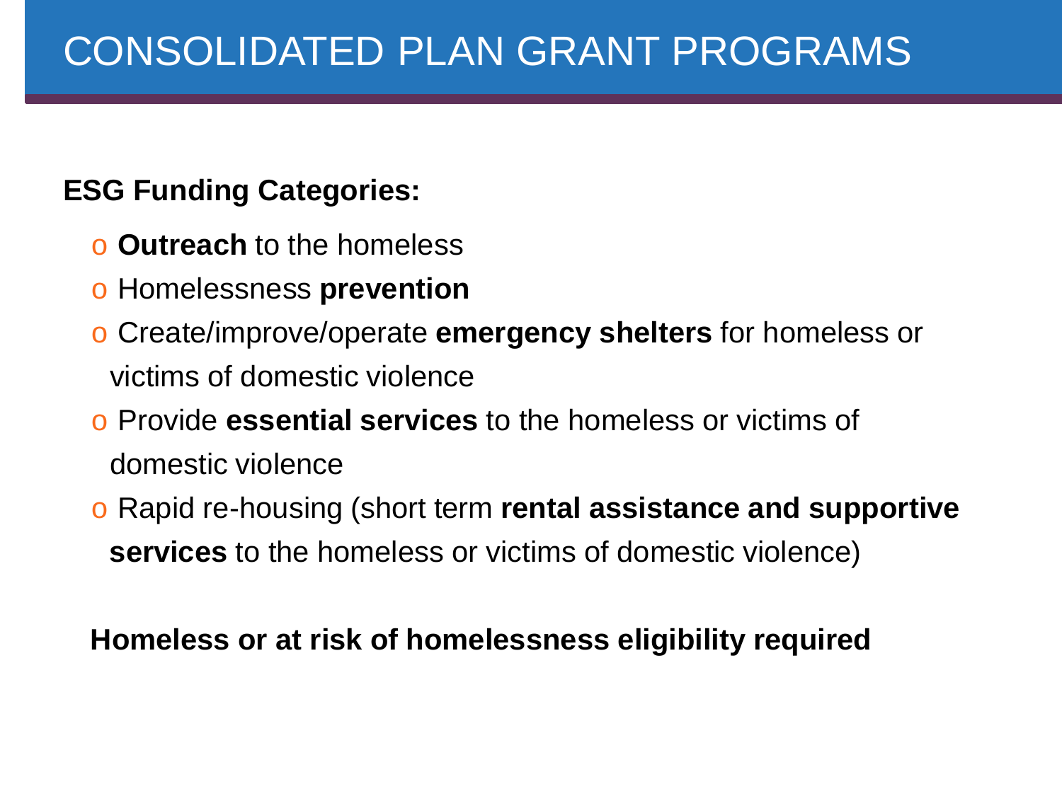# CONSOLIDATED PLAN GRANT PROGRAMS

**ESG Funding Categories:**

- **Outreach** to the homeless
- Homelessness **prevention**
- Create/improve/operate **emergency shelters** for homeless or victims of domestic violence
- Provide **essential services** to the homeless or victims of domestic violence
- Rapid re-housing (short term **rental assistance and supportive services** to the homeless or victims of domestic violence)

**Homeless or at risk of homelessness eligibility required**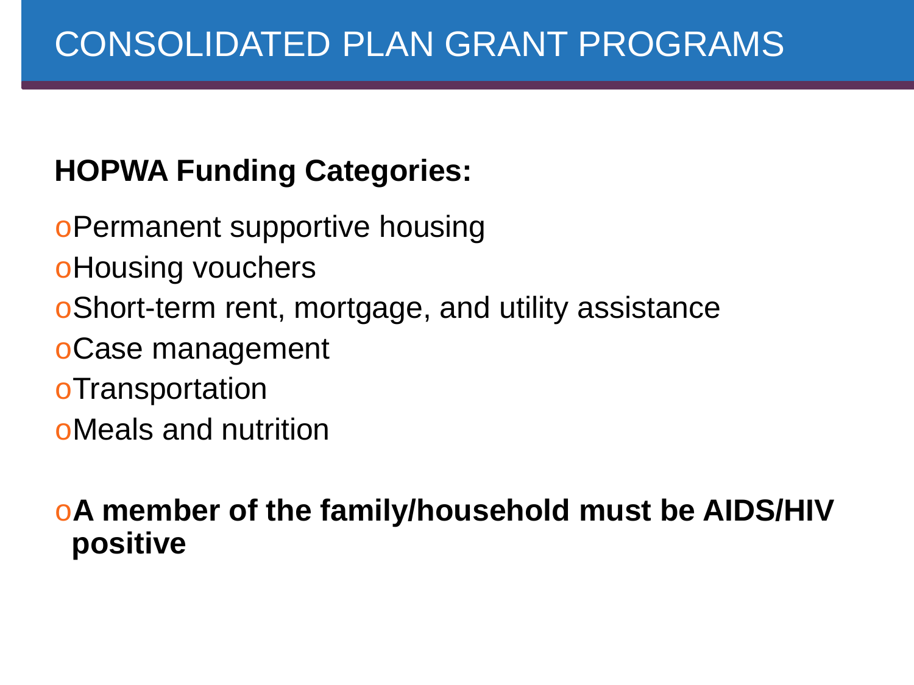# CONSOLIDATED PLAN GRANT PROGRAMS

**HOPWA Funding Categories:**

- Permanent supportive housing
- Housing vouchers
- Short-term rent, mortgage, and utility assistance
- Case management
- Transportation
- Meals and nutrition

- **A member of the family/household must be AIDS/HIV positive**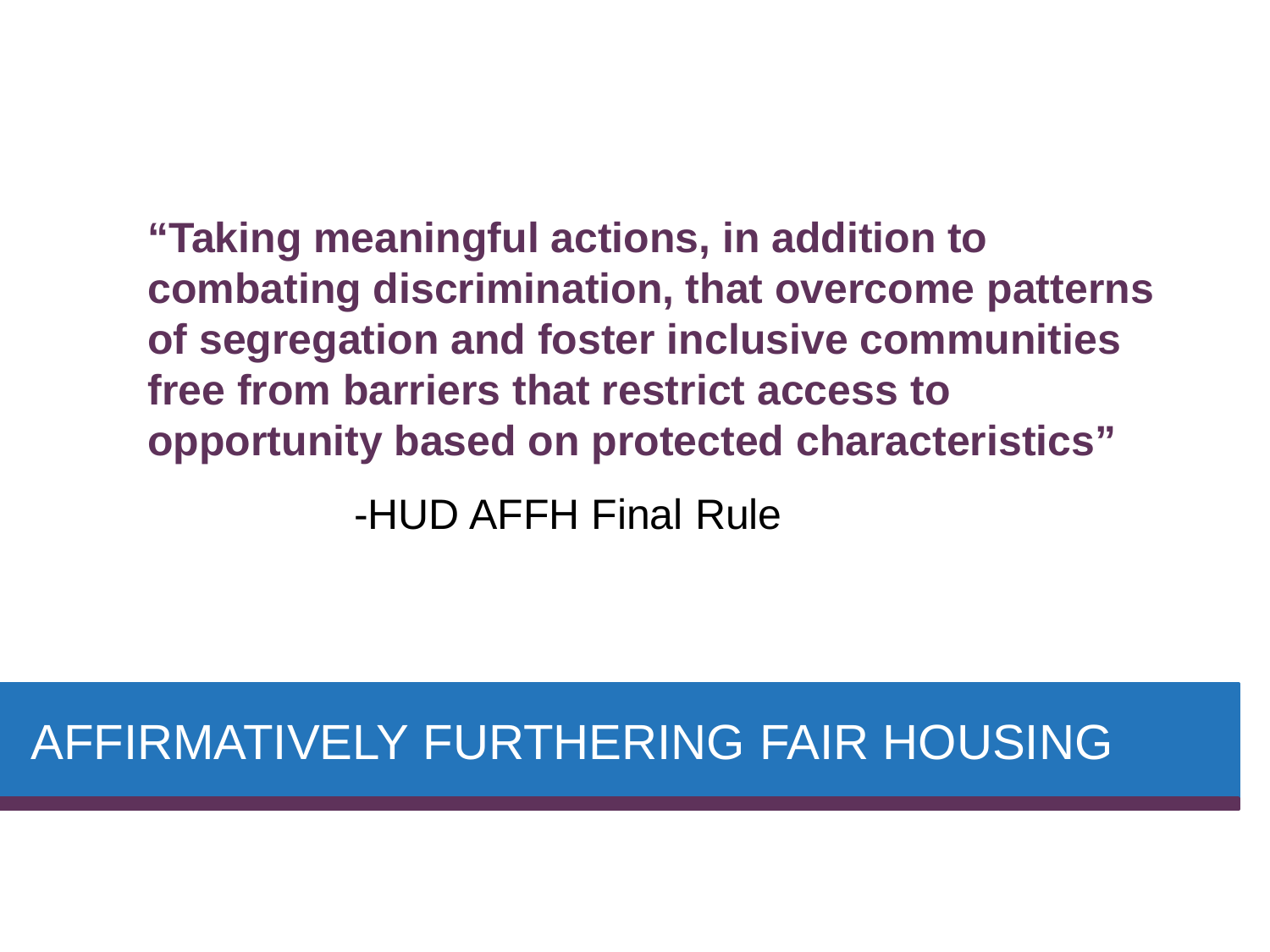**"Taking meaningful actions, in addition to combating discrimination, that overcome patterns of segregation and foster inclusive communities free from barriers that restrict access to opportunity based on protected characteristics"**

-HUD AFFH Final Rule

# AFFIRMATIVELY FURTHERING FAIR HOUSING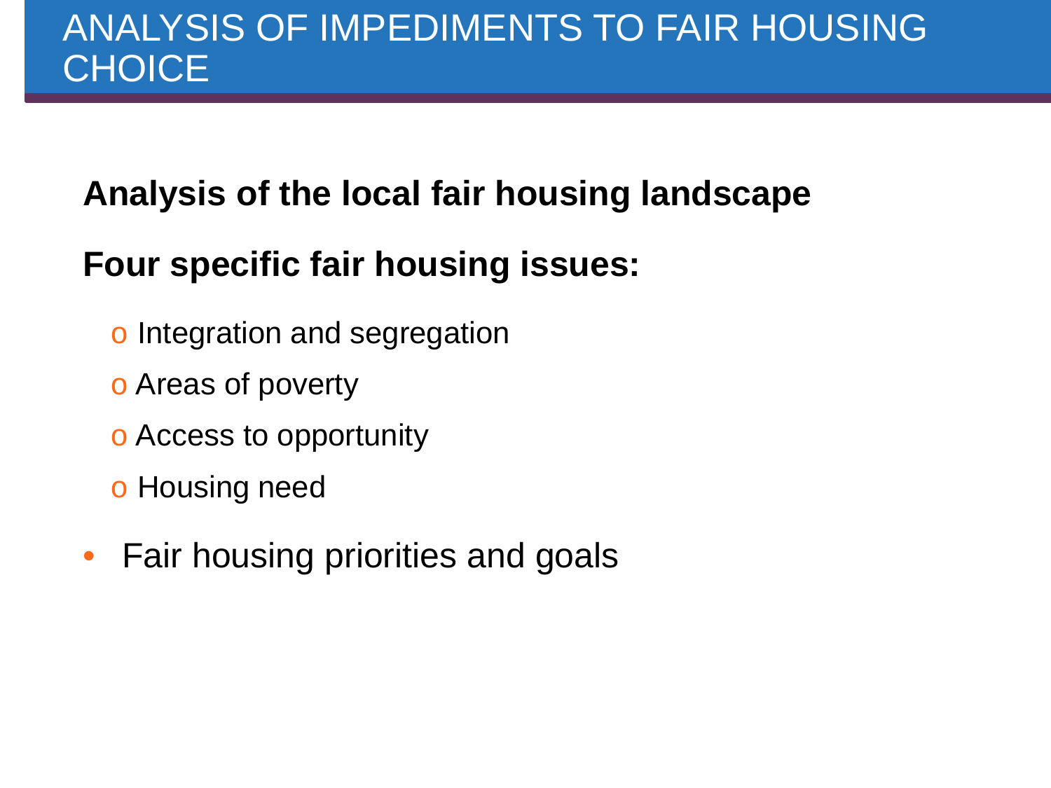# ANALYSIS OF IMPEDIMENTS TO FAIR HOUSING CHOICE

**Analysis of the local fair housing landscape**

**Four specific fair housing issues:**

- Integration and segregation
- Areas of poverty
- Access to opportunity
- Housing need

- Fair housing priorities and goals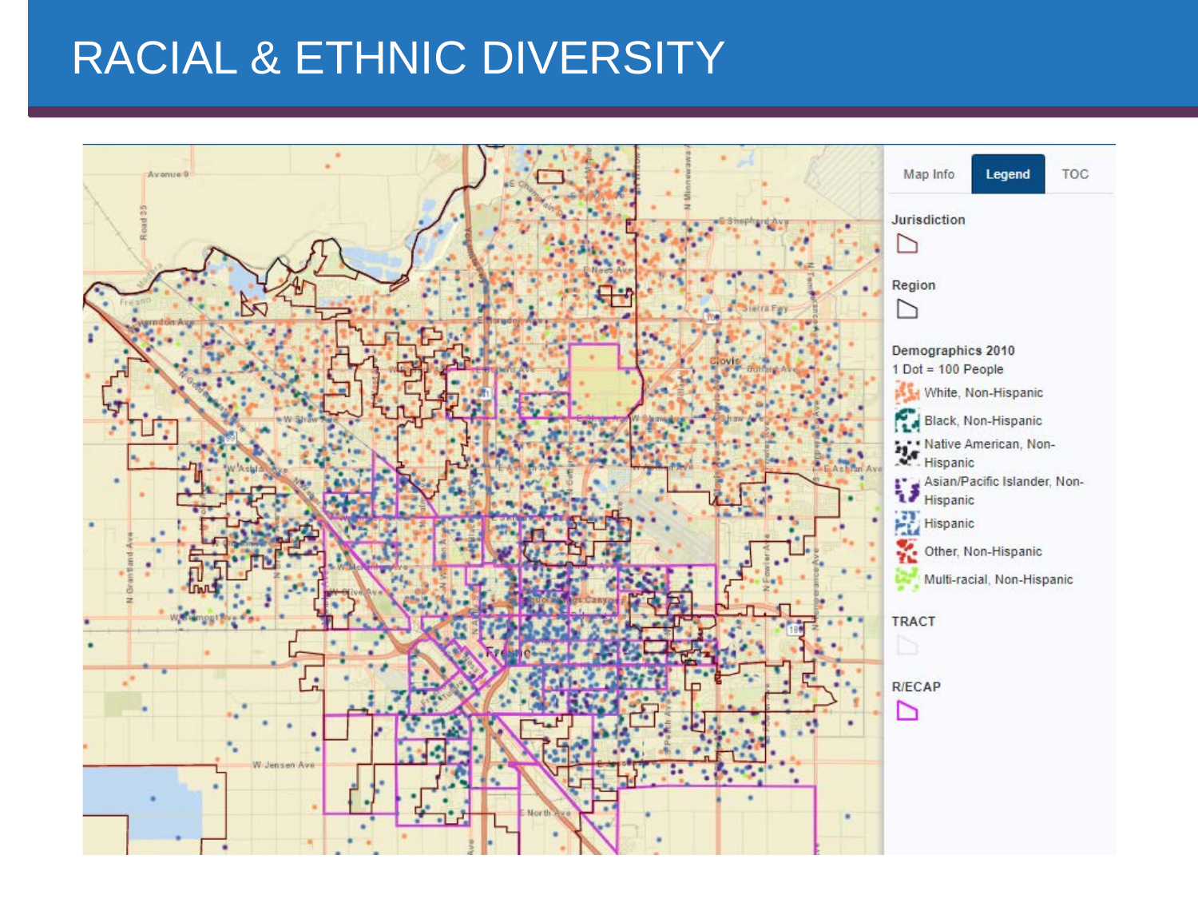# RACIAL & ETHNIC DIVERSITY

Map Info | Legend | TOC

**Jurisdiction**

**Region**

**Demographics 2010**
1 Dot = 100 People

- White, Non-Hispanic
- Black, Non-Hispanic
- Native American, Non-Hispanic
- Asian/Pacific Islander, Non-Hispanic
- Hispanic
- Other, Non-Hispanic
- Multi-racial, Non-Hispanic

**TRACT**

**R/ECAP**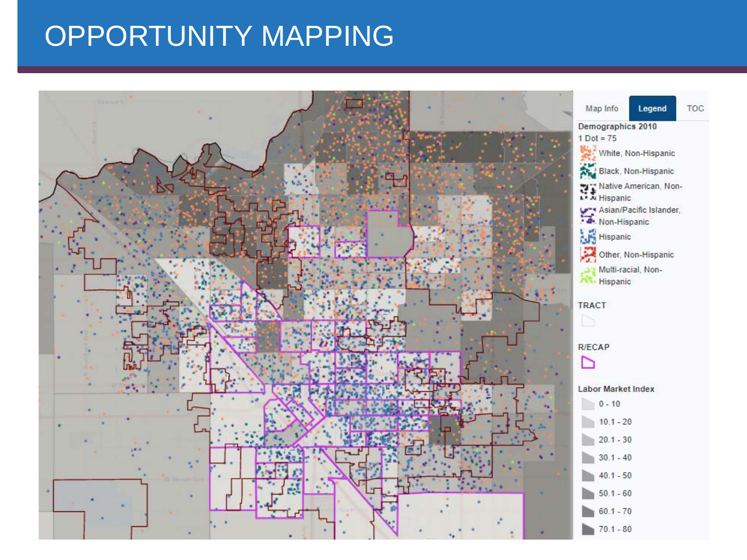# OPPORTUNITY MAPPING

Map Info | Legend | TOC

**Demographics 2010**

1 Dot = 75

- White, Non-Hispanic
- Black, Non-Hispanic
- Native American, Non-Hispanic
- Asian/Pacific Islander, Non-Hispanic
- Hispanic
- Other, Non-Hispanic
- Multi-racial, Non-Hispanic

**TRACT**

**R/ECAP**

**Labor Market Index**

- 0 - 10
- 10.1 - 20
- 20.1 - 30
- 30.1 - 40
- 40.1 - 50
- 50.1 - 60
- 60.1 - 70
- 70.1 - 80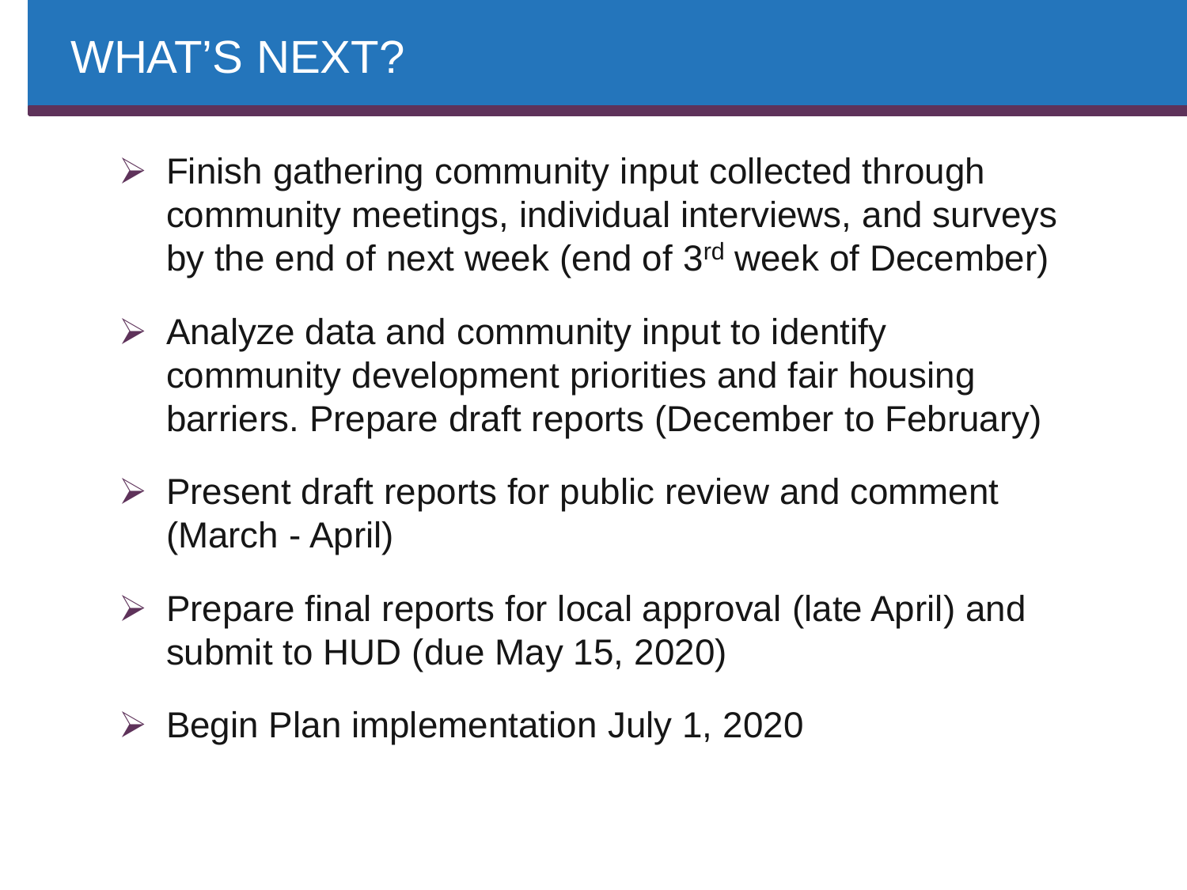# WHAT'S NEXT?

- Finish gathering community input collected through community meetings, individual interviews, and surveys by the end of next week (end of 3rd week of December)
- Analyze data and community input to identify community development priorities and fair housing barriers. Prepare draft reports (December to February)
- Present draft reports for public review and comment (March - April)
- Prepare final reports for local approval (late April) and submit to HUD (due May 15, 2020)
- Begin Plan implementation July 1, 2020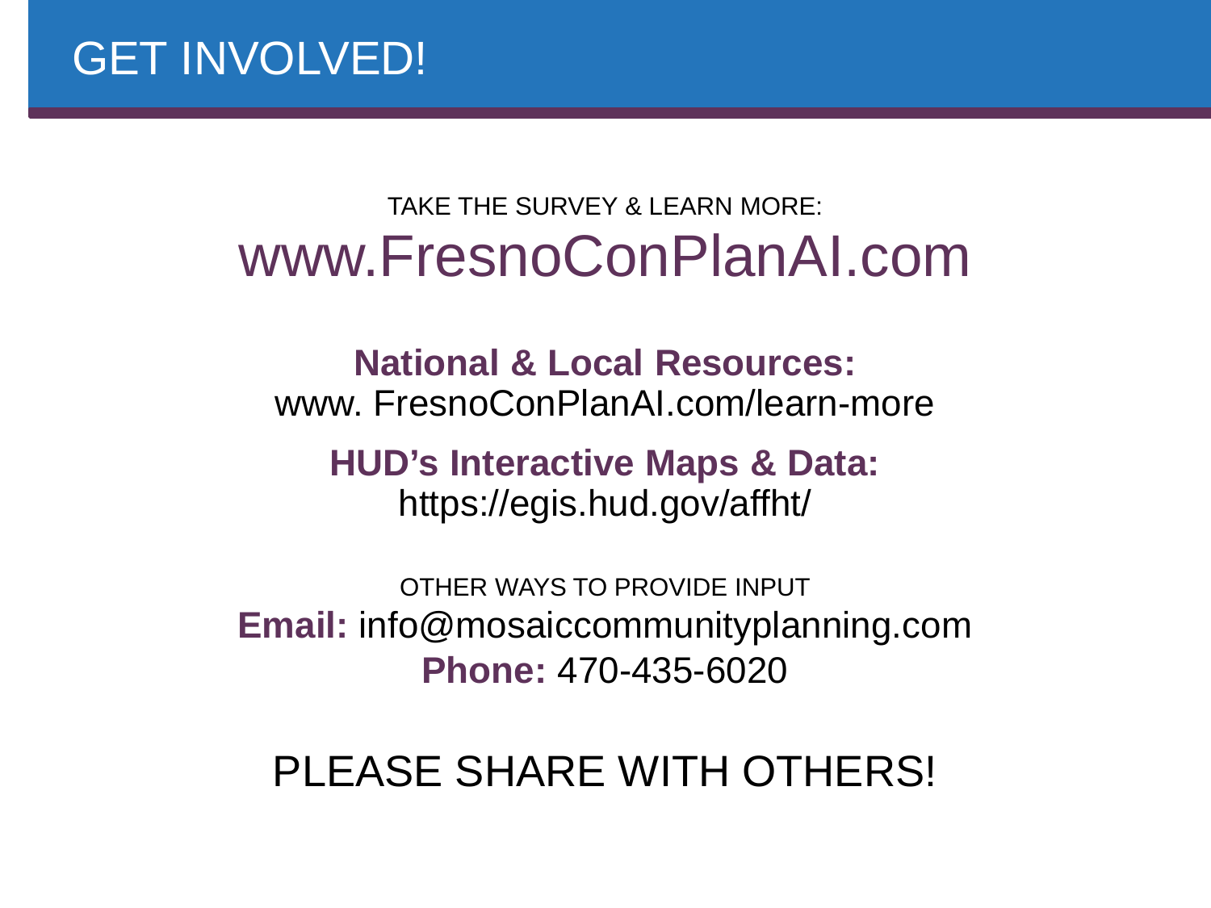# GET INVOLVED!

TAKE THE SURVEY & LEARN MORE:

www.FresnoConPlanAI.com

**National & Local Resources:**
www. FresnoConPlanAI.com/learn-more

**HUD's Interactive Maps & Data:**
https://egis.hud.gov/affht/

OTHER WAYS TO PROVIDE INPUT

**Email:** info@mosaiccommunityplanning.com

**Phone:** 470-435-6020

PLEASE SHARE WITH OTHERS!